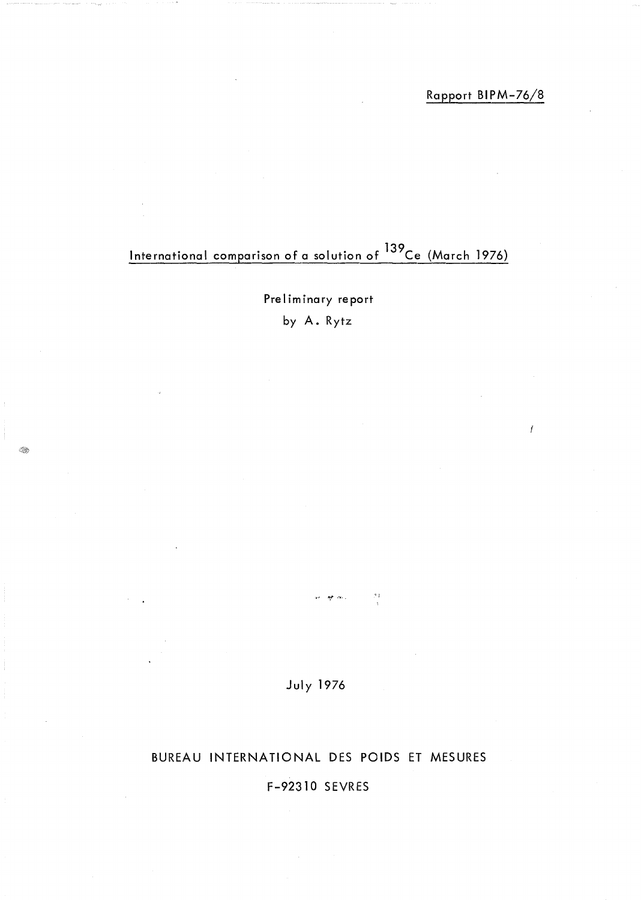Rapport BIPM-76/8

# International comparison of a solution of $^{139}Ce$ (March 1976)

Preliminary report

by A. Rytz

July 1976

BUREAU INTERNATIONAL DES POIDS ET MESURES

F-92310 SEVRES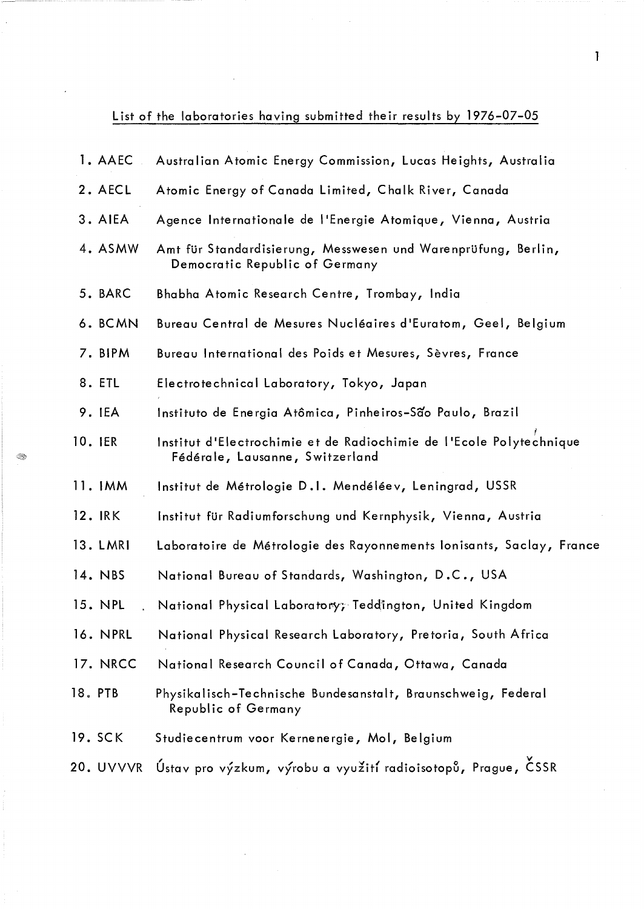List of the laboratories having submitted their results by 1976-07-05

1. AAEC Australian Atomic Energy Commission, Lucas Heights, Australia
2. AECL Atomic Energy of Canada Limited, Chalk River, Canada
3. AIEA Agence Internationale de l'Energie Atomique, Vienna, Austria
4. ASMW Amt für Standardisierung, Messwesen und Warenprüfung, Berlin, Democratic Republic of Germany
5. BARC Bhabha Atomic Research Centre, Trombay, India
6. BCMN Bureau Central de Mesures Nucléaires d'Euratom, Geel, Belgium
7. BIPM Bureau International des Poids et Mesures, Sèvres, France
8. ETL Electrotechnical Laboratory, Tokyo, Japan
9. IEA Instituto de Energia Atômica, Pinheiros-São Paulo, Brazil
10. IER Institut d'Electrochimie et de Radiochimie de l'Ecole Polytechnique Fédérale, Lausanne, Switzerland
11. IMM Institut de Métrologie D.I. Mendéléev, Leningrad, USSR
12. IRK Institut für Radiumforschung und Kernphysik, Vienna, Austria
13. LMRI Laboratoire de Métrologie des Rayonnements Ionisants, Saclay, France
14. NBS National Bureau of Standards, Washington, D.C., USA
15. NPL National Physical Laboratory, Teddington, United Kingdom
16. NPRL National Physical Research Laboratory, Pretoria, South Africa
17. NRCC National Research Council of Canada, Ottawa, Canada
18. PTB Physikalisch-Technische Bundesanstalt, Braunschweig, Federal Republic of Germany
19. SCK Studiecentrum voor Kernenergie, Mol, Belgium
20. UVVVR Ústav pro výzkum, výrobu a využití radioisotopů, Prague, ČSSR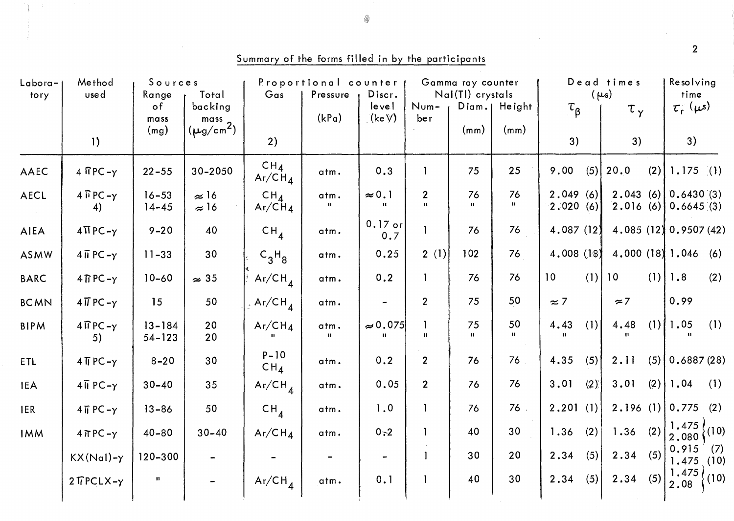Summary of the forms filled in by the participants

| Laboratory | Method used 1) | Sources: Range of mass (mg) | Sources: Total backing mass ($\mu g/cm^2$) | Proportional counter: Gas 2) | Proportional counter: Pressure (kPa) | Proportional counter: Discr. level (keV) | Gamma ray counter NaI(Tl) crystals: Number | Gamma ray counter NaI(Tl) crystals: Diam. (mm) | Gamma ray counter NaI(Tl) crystals: Height (mm) | Dead times ($\mu s$): $\tau_\beta$ 3) | Dead times ($\mu s$): $\tau_\gamma$ 3) | Resolving time $\tau_r$ ($\mu s$) 3) |
|---|---|---|---|---|---|---|---|---|---|---|---|---|
| AAEC | $4\pi$PC-$\gamma$ | 22-55 | 30-2050 | $CH_4$ <br> $Ar/CH_4$ | atm. | 0.3 | 1 | 75 | 25 | 9.00 (5) | 20.0 (2) | 1.175 (1) |
| AECL | $4\pi$PC-$\gamma$ 4) | 16-53 <br> 14-45 | ≈ 16 <br> ≈ 16 | $CH_4$ <br> $Ar/CH_4$ | atm. <br> " | ≈ 0.1 <br> " | 2 <br> " | 76 <br> " | 76 <br> " | 2.049 (6) <br> 2.020 (6) | 2.043 (6) <br> 2.016 (6) | 0.6430 (3) <br> 0.6645 (3) |
| AIEA | $4\pi$PC-$\gamma$ | 9-20 | 40 | $CH_4$ | atm. | 0.17 or 0.7 | 1 | 76 | 76 | 4.087 (12) | 4.085 (12) | 0.9507 (42) |
| ASMW | $4\pi$PC-$\gamma$ | 11-33 | 30 | $C_3H_8$ | atm. | 0.25 | 2 (1) | 102 | 76 | 4.008 (18) | 4.000 (18) | 1.046 (6) |
| BARC | $4\pi$PC-$\gamma$ | 10-60 | ≈ 35 | $Ar/CH_4$ | atm. | 0.2 | 1 | 76 | 76 | 10 (1) | 10 (1) | 1.8 (2) |
| BCMN | $4\pi$PC-$\gamma$ | 15 | 50 | $Ar/CH_4$ | atm. | - | 2 | 75 | 50 | ≈ 7 | ≈ 7 | 0.99 |
| BIPM | $4\pi$PC-$\gamma$ 5) | 13-184 <br> 54-123 | 20 <br> 20 | $Ar/CH_4$ <br> " | atm. <br> " | ≈ 0.075 <br> " | 1 <br> " | 75 <br> " | 50 <br> " | 4.43 (1) <br> " | 4.48 (1) <br> " | 1.05 (1) <br> " |
| ETL | $4\pi$PC-$\gamma$ | 8-20 | 30 | P-10 <br> $CH_4$ | atm. | 0.2 | 2 | 76 | 76 | 4.35 (5) | 2.11 (5) | 0.6887 (28) |
| IEA | $4\pi$PC-$\gamma$ | 30-40 | 35 | $Ar/CH_4$ | atm. | 0.05 | 2 | 76 | 76 | 3.01 (2) | 3.01 (2) | 1.04 (1) |
| IER | $4\pi$PC-$\gamma$ | 13-86 | 50 | $CH_4$ | atm. | 1.0 | 1 | 76 | 76 | 2.201 (1) | 2.196 (1) | 0.775 (2) |
| IMM | $4\pi$PC-$\gamma$ | 40-80 | 30-40 | $Ar/CH_4$ | atm. | 0÷2 | 1 | 40 | 30 | 1.36 (2) | 1.36 (2) | 1.475 <br> 2.080 (10) |
| | KX(NaI)-$\gamma$ | 120-300 | - | - | - | - | 1 | 30 | 20 | 2.34 (5) | 2.34 (5) | 0.915 (7) <br> 1.475 (10) |
| | $2\pi$PCLX-$\gamma$ | " | - | $Ar/CH_4$ | atm. | 0.1 | 1 | 40 | 30 | 2.34 (5) | 2.34 (5) | 1.475 <br> 2.08 (10) |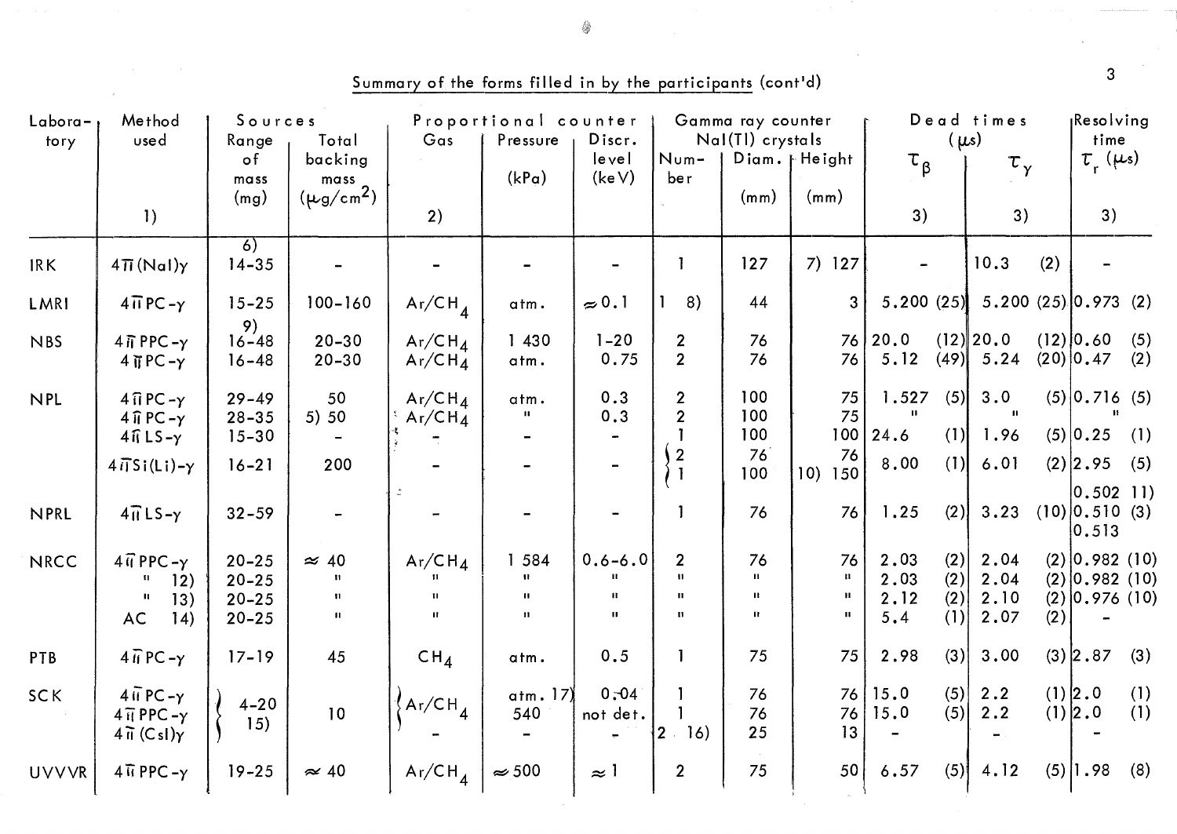## Summary of the forms filled in by the participants (cont'd)

| Laboratory | Method used 1) | Sources | | Proportional counter | | | Gamma ray counter NaI(Tl) crystals | | | Dead times ($\mu$s) | | Resolving time |
|---|---|---|---|---|---|---|---|---|---|---|---|---|
| | | Range of mass (mg) | Total backing mass ($\mu g/cm^2$) | Gas 2) | Pressure (kPa) | Discr. level (keV) | Number | Diam. (mm) | Height (mm) | $\tau_\beta$ 3) | $\tau_\gamma$ 3) | $\tau_r$ ($\mu$s) 3) |
| IRK | $4\pi$(NaI)$\gamma$ | 6) 14-35 | - | - | - | - | 1 | 127 | 7) 127 | - | 10.3 (2) | - |
| LMRI | $4\pi$PC-$\gamma$ | 15-25 | 100-160 | Ar/$CH_4$ | atm. | $\approx$0.1 | 1 8) | 44 | 3 | 5.200 (25) | 5.200 (25) | 0.973 (2) |
| NBS | $4\pi$PPC-$\gamma$ | 9) 16-48 | 20-30 | Ar/$CH_4$ | 1 430 | 1-20 | 2 | 76 | 76 | 20.0 (12) | 20.0 (12) | 0.60 (5) |
| | $4\pi$PC-$\gamma$ | 16-48 | 20-30 | Ar/$CH_4$ | atm. | 0.75 | 2 | 76 | 76 | 5.12 (49) | 5.24 (20) | 0.47 (2) |
| NPL | $4\pi$PC-$\gamma$ | 29-49 | 50 | Ar/$CH_4$ | atm. | 0.3 | 2 | 100 | 75 | 1.527 (5) | 3.0 (5) | 0.716 (5) |
| | $4\pi$PC-$\gamma$ | 28-35 | 5) 50 | Ar/$CH_4$ | " | 0.3 | 2 | 100 | 75 | " | " | " |
| | $4\pi$LS-$\gamma$ | 15-30 | - | - | - | - | 1 | 100 | 100 | 24.6 (1) | 1.96 (5) | 0.25 (1) |
| | $4\pi$Si(Li)-$\gamma$ | 16-21 | 200 | - | - | - | { 2<br>1 | 76<br>100 | 76<br>10) 150 | 8.00 (1) | 6.01 (2) | 2.95 (5) |
| NPRL | $4\pi$LS-$\gamma$ | 32-59 | - | - | - | - | 1 | 76 | 76 | 1.25 (2) | 3.23 (10) | 0.502 11)<br>0.510 (3)<br>0.513 |
| NRCC | $4\pi$PPC-$\gamma$ | 20-25 | $\approx$ 40 | Ar/$CH_4$ | 1 584 | 0.6-6.0 | 2 | 76 | 76 | 2.03 (2) | 2.04 (2) | 0.982 (10) |
| | " 12) | 20-25 | " | " | " | " | " | " | " | 2.03 (2) | 2.04 (2) | 0.982 (10) |
| | " 13) | 20-25 | " | " | " | " | " | " | " | 2.12 (2) | 2.10 (2) | 0.976 (10) |
| | AC 14) | 20-25 | " | " | " | " | " | " | " | 5.4 (1) | 2.07 (2) | - |
| PTB | $4\pi$PC-$\gamma$ | 17-19 | 45 | $CH_4$ | atm. | 0.5 | 1 | 75 | 75 | 2.98 (3) | 3.00 (3) | 2.87 (3) |
| SCK | $4\pi$PC-$\gamma$ | 4-20 15) | 10 | Ar/$CH_4$ | atm. 17) | 0.04 | 1 | 76 | 76 | 15.0 (5) | 2.2 (1) | 2.0 (1) |
| | $4\pi$PPC-$\gamma$ | | | | 540 | not det. | 1 | 76 | 76 | 15.0 (5) | 2.2 (1) | 2.0 (1) |
| | $4\pi$(CsI)$\gamma$ | | | - | - | - | 2 16) | 25 | 13 | - | - | - |
| UVVVR | $4\pi$PPC-$\gamma$ | 19-25 | $\approx$ 40 | Ar/$CH_4$ | $\approx$500 | $\approx$ 1 | 2 | 75 | 50 | 6.57 (5) | 4.12 (5) | 1.98 (8) |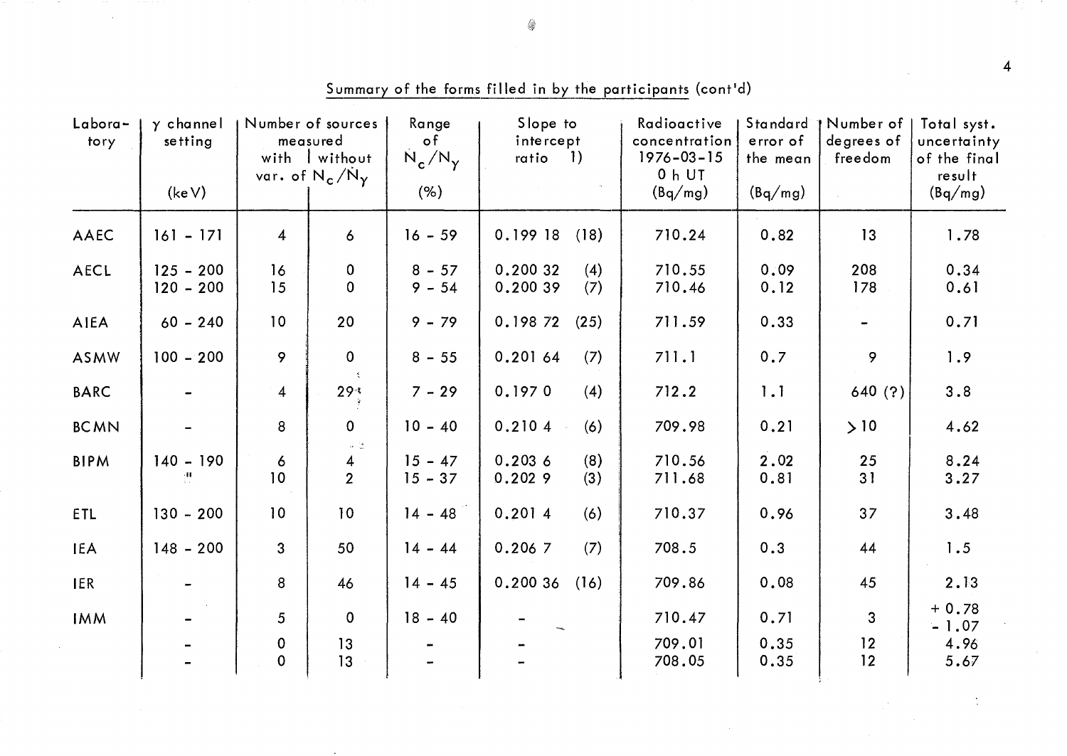<u>Summary of the forms filled in by the participants</u> (cont'd)

| Laboratory | γ channel setting (keV) | Number of sources measured with var. of $N_c/N_\gamma$ | without var. of $N_c/N_\gamma$ | Range of $N_c/N_\gamma$ (%) | Slope to intercept ratio 1) | Radioactive concentration 1976-03-15 0 h UT (Bq/mg) | Standard error of the mean (Bq/mg) | Number of degrees of freedom | Total syst. uncertainty of the final result (Bq/mg) |
|---|---|---|---|---|---|---|---|---|---|
| AAEC | 161 - 171 | 4 | 6 | 16 - 59 | 0.199 18 (18) | 710.24 | 0.82 | 13 | 1.78 |
| AECL | 125 - 200 | 16 | 0 | 8 - 57 | 0.200 32 (4) | 710.55 | 0.09 | 208 | 0.34 |
| | 120 - 200 | 15 | 0 | 9 - 54 | 0.200 39 (7) | 710.46 | 0.12 | 178 | 0.61 |
| AIEA | 60 - 240 | 10 | 20 | 9 - 79 | 0.198 72 (25) | 711.59 | 0.33 | - | 0.71 |
| ASMW | 100 - 200 | 9 | 0 | 8 - 55 | 0.201 64 (7) | 711.1 | 0.7 | 9 | 1.9 |
| BARC | - | 4 | 29 | 7 - 29 | 0.197 0 (4) | 712.2 | 1.1 | 640 (?) | 3.8 |
| BCMN | - | 8 | 0 | 10 - 40 | 0.210 4 (6) | 709.98 | 0.21 | > 10 | 4.62 |
| BIPM | 140 - 190 | 6 | 4 | 15 - 47 | 0.203 6 (8) | 710.56 | 2.02 | 25 | 8.24 |
| | " | 10 | 2 | 15 - 37 | 0.202 9 (3) | 711.68 | 0.81 | 31 | 3.27 |
| ETL | 130 - 200 | 10 | 10 | 14 - 48 | 0.201 4 (6) | 710.37 | 0.96 | 37 | 3.48 |
| IEA | 148 - 200 | 3 | 50 | 14 - 44 | 0.206 7 (7) | 708.5 | 0.3 | 44 | 1.5 |
| IER | - | 8 | 46 | 14 - 45 | 0.200 36 (16) | 709.86 | 0.08 | 45 | 2.13 |
| IMM | - | 5 | 0 | 18 - 40 | - | 710.47 | 0.71 | 3 | + 0.78 - 1.07 |
| | - | 0 | 13 | - | - | 709.01 | 0.35 | 12 | 4.96 |
| | - | 0 | 13 | - | - | 708.05 | 0.35 | 12 | 5.67 |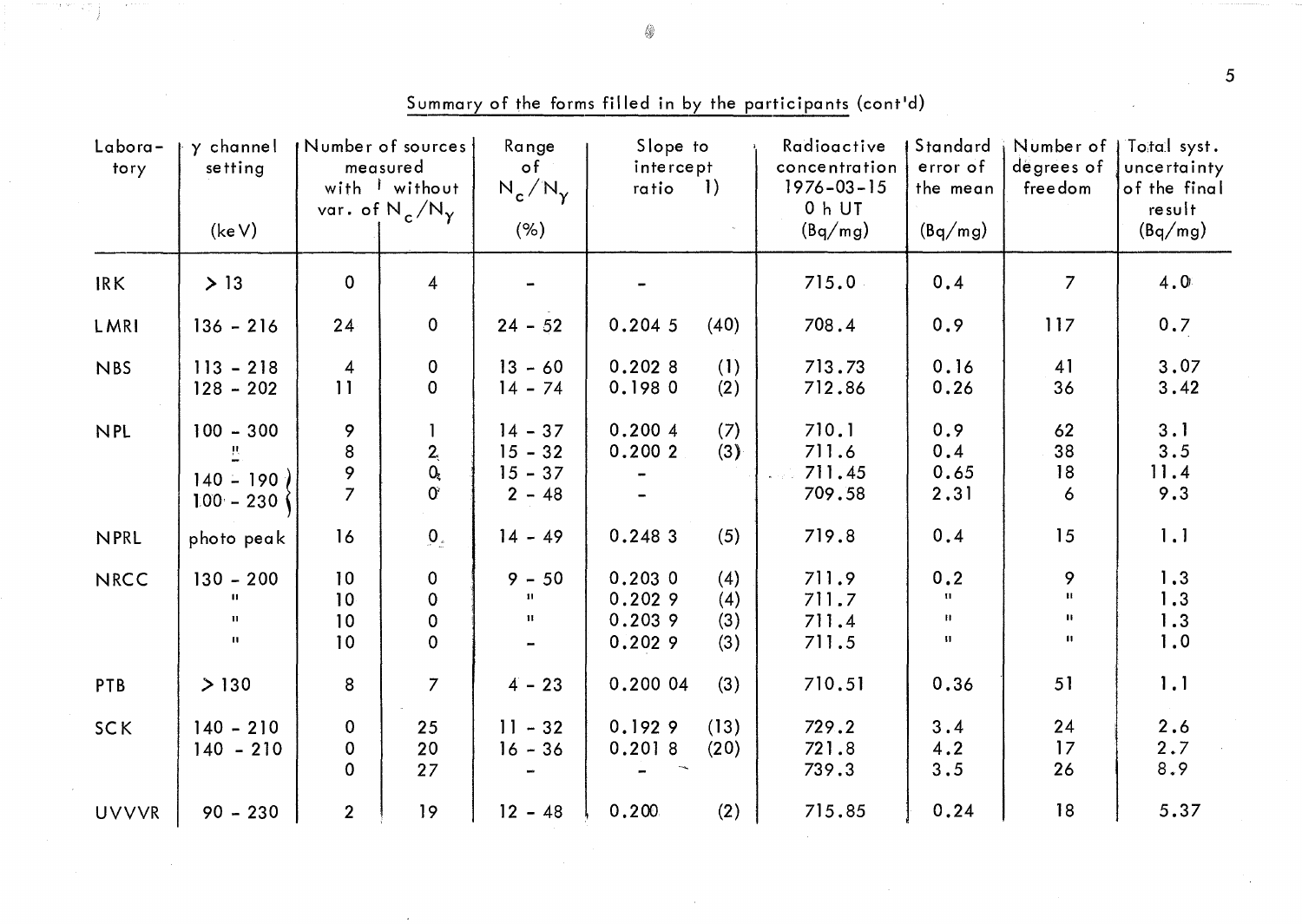Summary of the forms filled in by the participants (cont'd)

| Laboratory | γ channel setting (keV) | Number of sources measured with var. of $N_c/N_\gamma$ | without var. of $N_c/N_\gamma$ | Range of $N_c/N_\gamma$ (%) | Slope to intercept ratio 1) | | Radioactive concentration 1976-03-15 0 h UT (Bq/mg) | Standard error of the mean (Bq/mg) | Number of degrees of freedom | Total syst. uncertainty of the final result (Bq/mg) |
|---|---|---|---|---|---|---|---|---|---|---|
| IRK | > 13 | 0 | 4 | - | - | | 715.0 | 0.4 | 7 | 4.0 |
| LMRI | 136 - 216 | 24 | 0 | 24 - 52 | 0.204 5 | (40) | 708.4 | 0.9 | 117 | 0.7 |
| NBS | 113 - 218 | 4 | 0 | 13 - 60 | 0.202 8 | (1) | 713.73 | 0.16 | 41 | 3.07 |
| | 128 - 202 | 11 | 0 | 14 - 74 | 0.198 0 | (2) | 712.86 | 0.26 | 36 | 3.42 |
| NPL | 100 - 300 | 9 | 1 | 14 - 37 | 0.200 4 | (7) | 710.1 | 0.9 | 62 | 3.1 |
| | " | 8 | 2 | 15 - 32 | 0.200 2 | (3) | 711.6 | 0.4 | 38 | 3.5 |
| | 140 - 190 | 9 | 0 | 15 - 37 | - | | 711.45 | 0.65 | 18 | 11.4 |
| | 100 - 230 | 7 | 0 | 2 - 48 | - | | 709.58 | 2.31 | 6 | 9.3 |
| NPRL | photo peak | 16 | 0 | 14 - 49 | 0.248 3 | (5) | 719.8 | 0.4 | 15 | 1.1 |
| NRCC | 130 - 200 | 10 | 0 | 9 - 50 | 0.203 0 | (4) | 711.9 | 0.2 | 9 | 1.3 |
| | " | 10 | 0 | " | 0.202 9 | (4) | 711.7 | " | " | 1.3 |
| | " | 10 | 0 | " | 0.203 9 | (3) | 711.4 | " | " | 1.3 |
| | " | 10 | 0 | - | 0.202 9 | (3) | 711.5 | " | " | 1.0 |
| PTB | > 130 | 8 | 7 | 4 - 23 | 0.200 04 | (3) | 710.51 | 0.36 | 51 | 1.1 |
| SCK | 140 - 210 | 0 | 25 | 11 - 32 | 0.192 9 | (13) | 729.2 | 3.4 | 24 | 2.6 |
| | 140 - 210 | 0 | 20 | 16 - 36 | 0.201 8 | (20) | 721.8 | 4.2 | 17 | 2.7 |
| | | 0 | 27 | - | - | | 739.3 | 3.5 | 26 | 8.9 |
| UVVVR | 90 - 230 | 2 | 19 | 12 - 48 | 0.200 | (2) | 715.85 | 0.24 | 18 | 5.37 |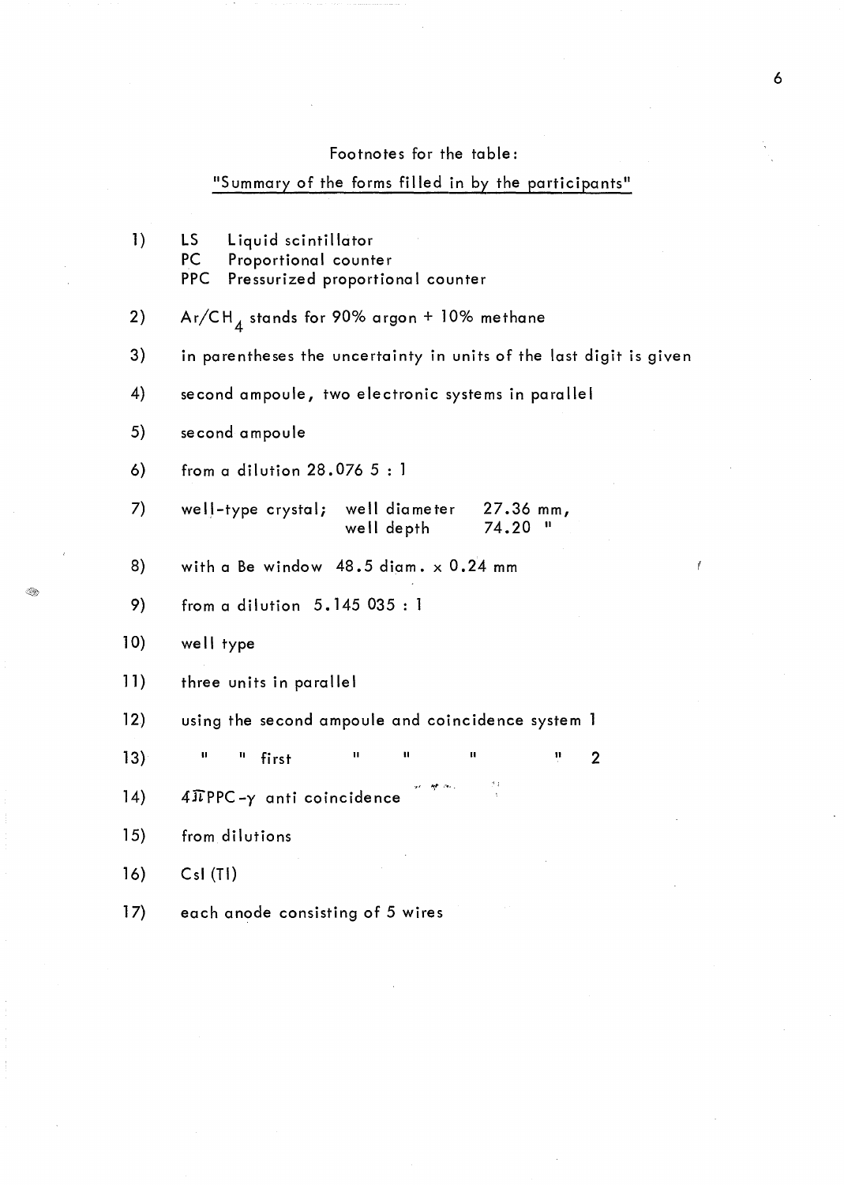Footnotes for the table:

"Summary of the forms filled in by the participants"

1) LS Liquid scintillator
   PC Proportional counter
   PPC Pressurized proportional counter

2) $Ar/CH_4$ stands for 90% argon + 10% methane

3) in parentheses the uncertainty in units of the last digit is given

4) second ampoule, two electronic systems in parallel

5) second ampoule

6) from a dilution 28.076 5 : 1

7) well-type crystal; well diameter 27.36 mm, well depth 74.20 "

8) with a Be window 48.5 diam. x 0.24 mm

9) from a dilution 5.145 035 : 1

10) well type

11) three units in parallel

12) using the second ampoule and coincidence system 1

13) " " first " " " " 2

14) $4\pi$PPC-$\gamma$ anti coincidence

15) from dilutions

16) CsI (Tl)

17) each anode consisting of 5 wires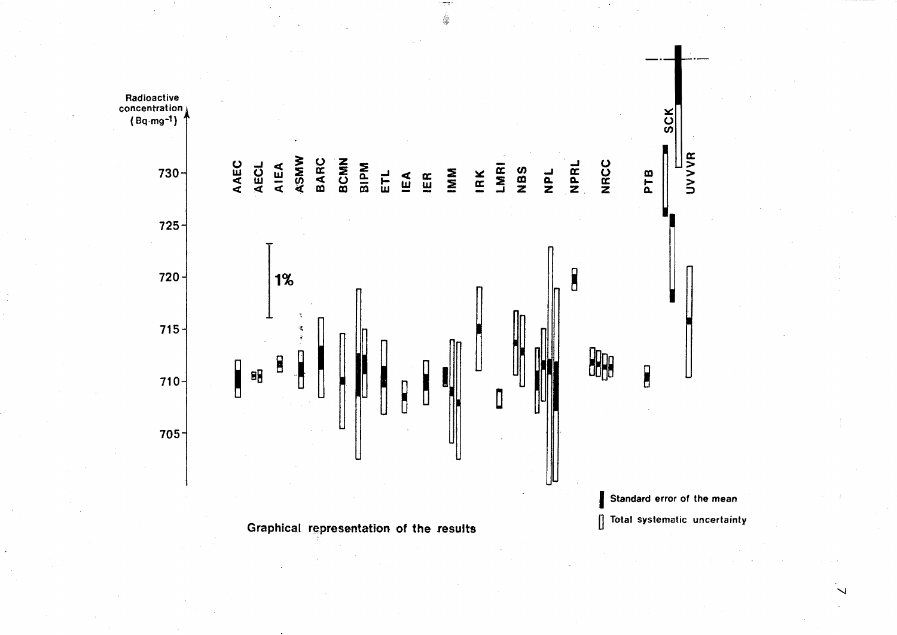Radioactive concentration (Bq·mg$^{-1}$)

730 – 725 – 720 – 715 – 710 – 705

AAEC AECL AIEA ASMW BARC BCMN BIPM ETL IEA IER IMM IRK LMRI NBS NPL NPRL NRCC PTB SCK UVVVR

1%

Standard error of the mean

Total systematic uncertainty

Graphical representation of the results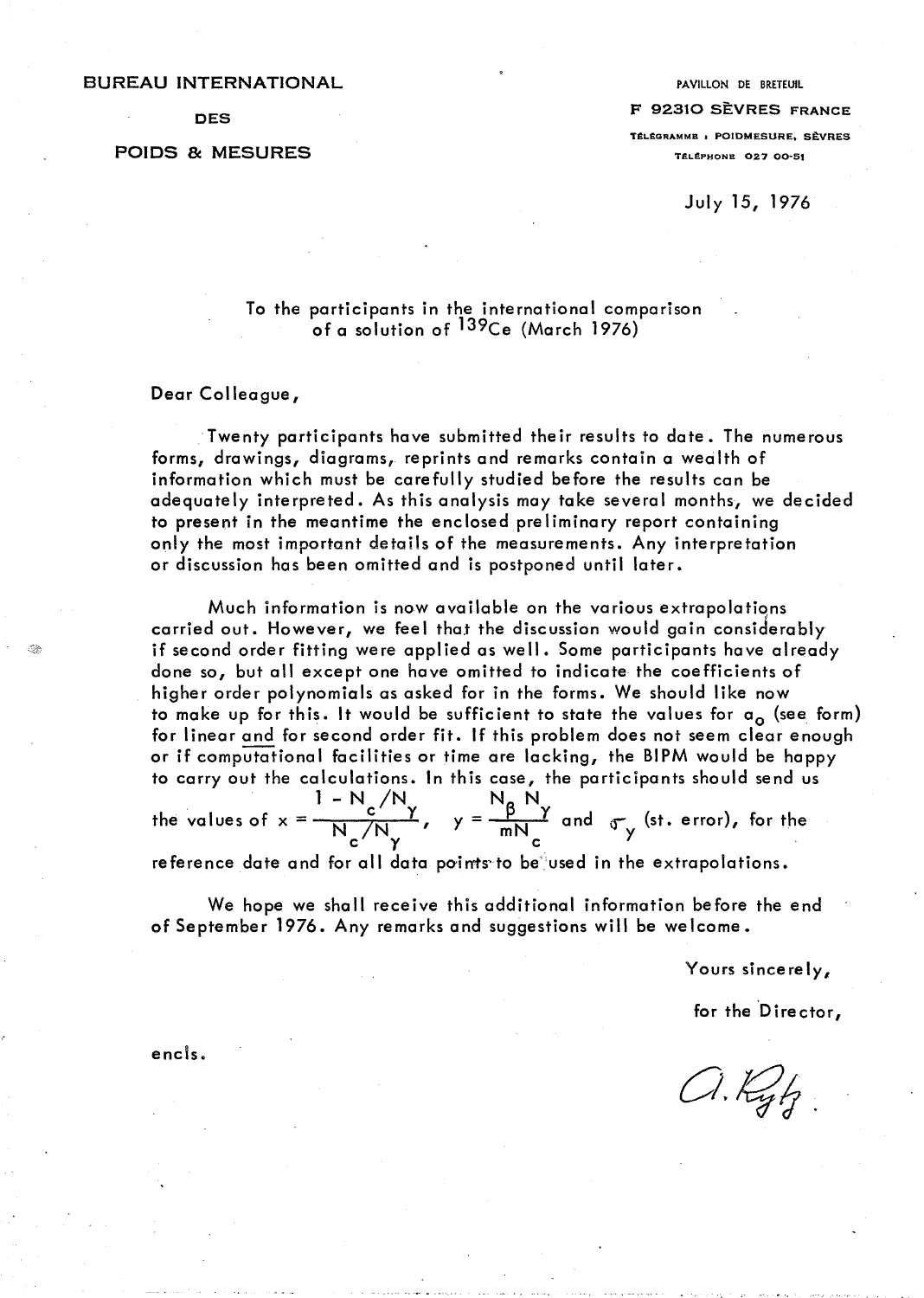BUREAU INTERNATIONAL

DES

POIDS & MESURES

PAVILLON DE BRETEUIL

F 92310 SÈVRES FRANCE

TÉLÉGRAMME : POIDMESURE, SÈVRES

TÉLÉPHONE 027 00-51

July 15, 1976

To the participants in the international comparison of a solution of $^{139}$Ce (March 1976)

Dear Colleague,

Twenty participants have submitted their results to date. The numerous forms, drawings, diagrams, reprints and remarks contain a wealth of information which must be carefully studied before the results can be adequately interpreted. As this analysis may take several months, we decided to present in the meantime the enclosed preliminary report containing only the most important details of the measurements. Any interpretation or discussion has been omitted and is postponed until later.

Much information is now available on the various extrapolations carried out. However, we feel that the discussion would gain considerably if second order fitting were applied as well. Some participants have already done so, but all except one have omitted to indicate the coefficients of higher order polynomials as asked for in the forms. We should like now to make up for this. It would be sufficient to state the values for $a_o$ (see form) for linear <u>and</u> for second order fit. If this problem does not seem clear enough or if computational facilities or time are lacking, the BIPM would be happy to carry out the calculations. In this case, the participants should send us the values of $x = \frac{1 - N_c/N_\gamma}{N_c/N_\gamma}$, $y = \frac{N_\beta N_\gamma}{mN_c}$ and $\sigma_y$ (st. error), for the reference date and for all data points to be used in the extrapolations.

We hope we shall receive this additional information before the end of September 1976. Any remarks and suggestions will be welcome.

Yours sincerely,

for the Director,

A. Rytz

encls.